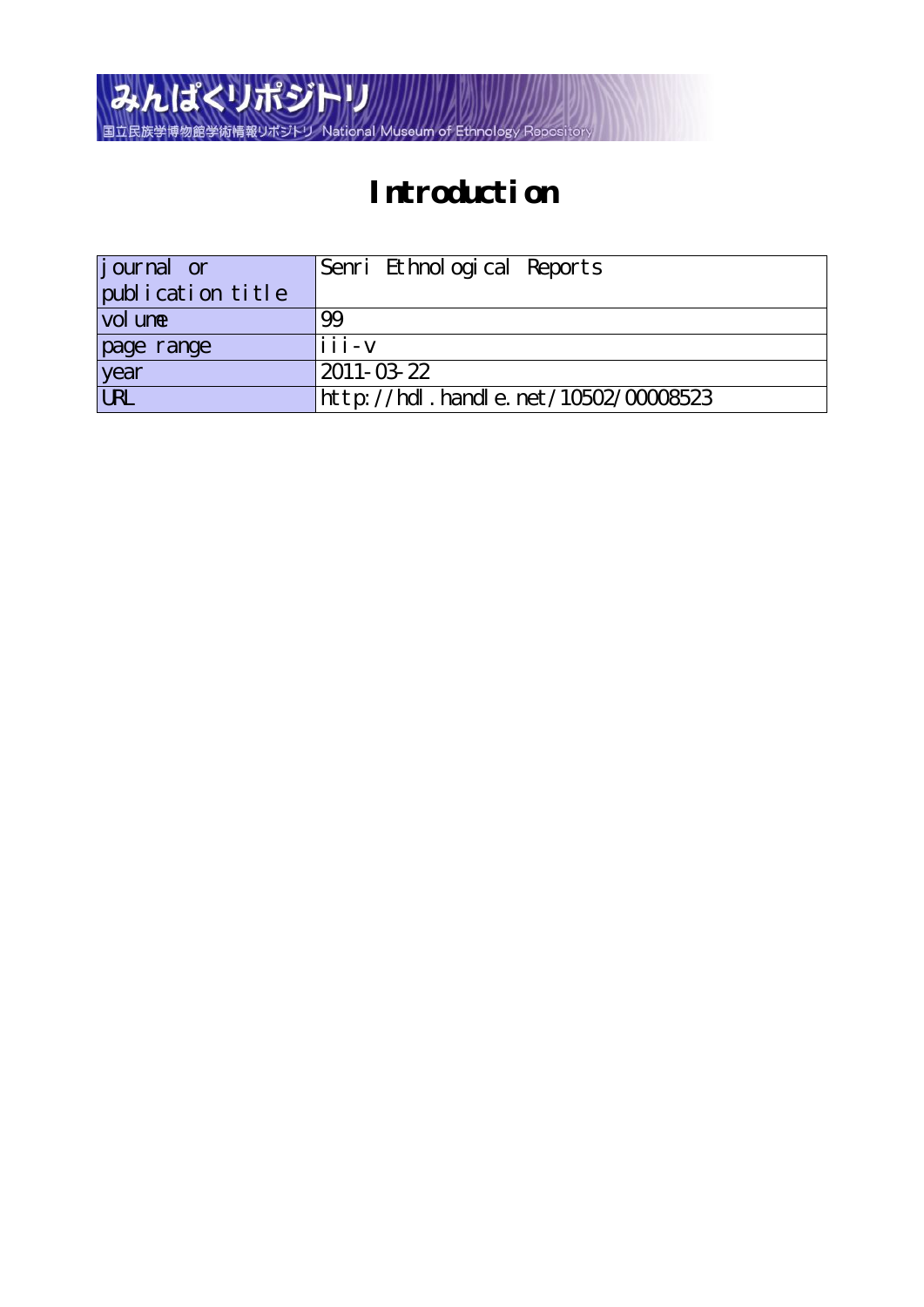みんぱくリポジトリ

国立民族学博物館学術情報リポジトリ National Museum of Ethnology Repository

# Introduction

| journal or publication title | Senri Ethnological Reports |
|---|---|
| volume | 99 |
| page range | iii-v |
| year | 2011-03-22 |
| URL | http://hdl.handle.net/10502/00008523 |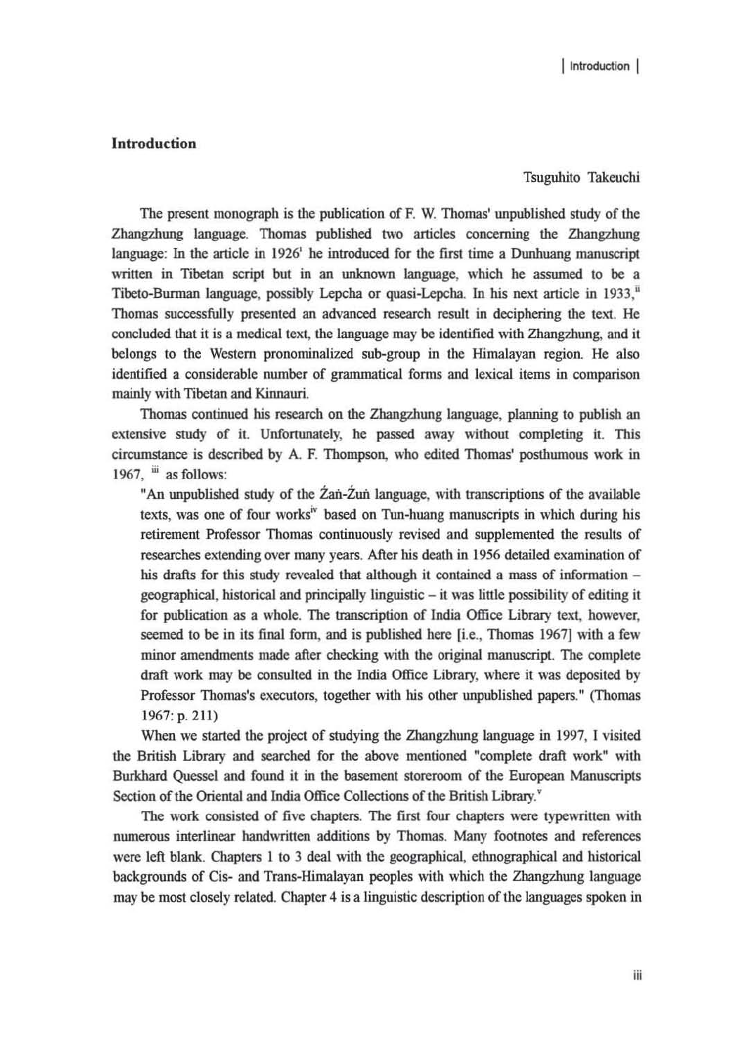## Introduction

Tsuguhito Takeuchi

The present monograph is the publication of F. W. Thomas' unpublished study of the Zhangzhung language. Thomas published two articles concerning the Zhangzhung language: In the article in 1926[i] he introduced for the first time a Dunhuang manuscript written in Tibetan script but in an unknown language, which he assumed to be a Tibeto-Burman language, possibly Lepcha or quasi-Lepcha. In his next article in 1933,[ii] Thomas successfully presented an advanced research result in deciphering the text. He concluded that it is a medical text, the language may be identified with Zhangzhung, and it belongs to the Western pronominalized sub-group in the Himalayan region. He also identified a considerable number of grammatical forms and lexical items in comparison mainly with Tibetan and Kinnauri.

Thomas continued his research on the Zhangzhung language, planning to publish an extensive study of it. Unfortunately, he passed away without completing it. This circumstance is described by A. F. Thompson, who edited Thomas' posthumous work in 1967, [iii] as follows:

> "An unpublished study of the Źaṅ-Źuṅ language, with transcriptions of the available texts, was one of four works[iv] based on Tun-huang manuscripts in which during his retirement Professor Thomas continuously revised and supplemented the results of researches extending over many years. After his death in 1956 detailed examination of his drafts for this study revealed that although it contained a mass of information – geographical, historical and principally linguistic – it was little possibility of editing it for publication as a whole. The transcription of India Office Library text, however, seemed to be in its final form, and is published here [i.e., Thomas 1967] with a few minor amendments made after checking with the original manuscript. The complete draft work may be consulted in the India Office Library, where it was deposited by Professor Thomas's executors, together with his other unpublished papers." (Thomas 1967: p. 211)

When we started the project of studying the Zhangzhung language in 1997, I visited the British Library and searched for the above mentioned "complete draft work" with Burkhard Quessel and found it in the basement storeroom of the European Manuscripts Section of the Oriental and India Office Collections of the British Library.[v]

The work consisted of five chapters. The first four chapters were typewritten with numerous interlinear handwritten additions by Thomas. Many footnotes and references were left blank. Chapters 1 to 3 deal with the geographical, ethnographical and historical backgrounds of Cis- and Trans-Himalayan peoples with which the Zhangzhung language may be most closely related. Chapter 4 is a linguistic description of the languages spoken in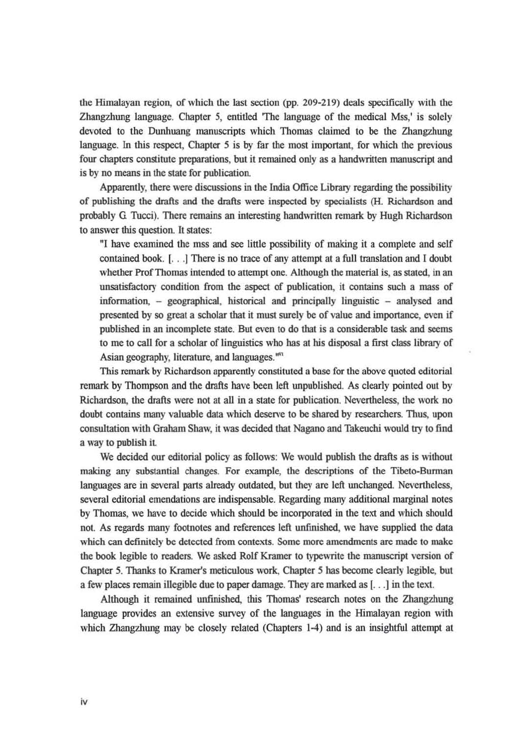the Himalayan region, of which the last section (pp. 209-219) deals specifically with the Zhangzhung language. Chapter 5, entitled 'The language of the medical Mss,' is solely devoted to the Dunhuang manuscripts which Thomas claimed to be the Zhangzhung language. In this respect, Chapter 5 is by far the most important, for which the previous four chapters constitute preparations, but it remained only as a handwritten manuscript and is by no means in the state for publication.

Apparently, there were discussions in the India Office Library regarding the possibility of publishing the drafts and the drafts were inspected by specialists (H. Richardson and probably G. Tucci). There remains an interesting handwritten remark by Hugh Richardson to answer this question. It states:

> "I have examined the mss and see little possibility of making it a complete and self contained book. [. . .] There is no trace of any attempt at a full translation and I doubt whether Prof Thomas intended to attempt one. Although the material is, as stated, in an unsatisfactory condition from the aspect of publication, it contains such a mass of information, – geographical, historical and principally linguistic – analysed and presented by so great a scholar that it must surely be of value and importance, even if published in an incomplete state. But even to do that is a considerable task and seems to me to call for a scholar of linguistics who has at his disposal a first class library of Asian geography, literature, and languages."[vi]

This remark by Richardson apparently constituted a base for the above quoted editorial remark by Thompson and the drafts have been left unpublished. As clearly pointed out by Richardson, the drafts were not at all in a state for publication. Nevertheless, the work no doubt contains many valuable data which deserve to be shared by researchers. Thus, upon consultation with Graham Shaw, it was decided that Nagano and Takeuchi would try to find a way to publish it.

We decided our editorial policy as follows: We would publish the drafts as is without making any substantial changes. For example, the descriptions of the Tibeto-Burman languages are in several parts already outdated, but they are left unchanged. Nevertheless, several editorial emendations are indispensable. Regarding many additional marginal notes by Thomas, we have to decide which should be incorporated in the text and which should not. As regards many footnotes and references left unfinished, we have supplied the data which can definitely be detected from contexts. Some more amendments are made to make the book legible to readers. We asked Rolf Kramer to typewrite the manuscript version of Chapter 5. Thanks to Kramer's meticulous work, Chapter 5 has become clearly legible, but a few places remain illegible due to paper damage. They are marked as [. . .] in the text.

Although it remained unfinished, this Thomas' research notes on the Zhangzhung language provides an extensive survey of the languages in the Himalayan region with which Zhangzhung may be closely related (Chapters 1-4) and is an insightful attempt at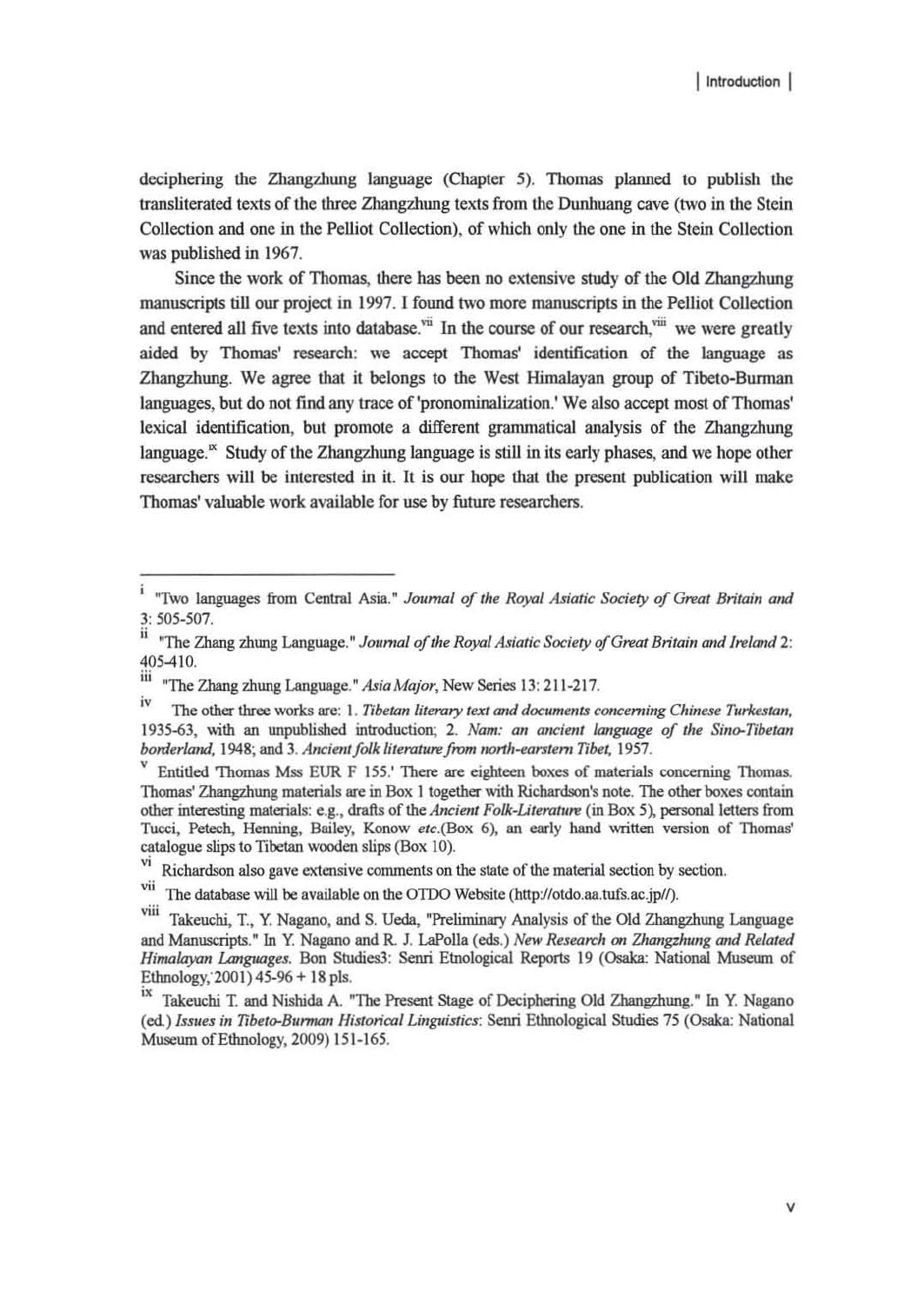deciphering the Zhangzhung language (Chapter 5). Thomas planned to publish the transliterated texts of the three Zhangzhung texts from the Dunhuang cave (two in the Stein Collection and one in the Pelliot Collection), of which only the one in the Stein Collection was published in 1967.

Since the work of Thomas, there has been no extensive study of the Old Zhangzhung manuscripts till our project in 1997. I found two more manuscripts in the Pelliot Collection and entered all five texts into database.[vii] In the course of our research,[viii] we were greatly aided by Thomas' research: we accept Thomas' identification of the language as Zhangzhung. We agree that it belongs to the West Himalayan group of Tibeto-Burman languages, but do not find any trace of 'pronominalization.' We also accept most of Thomas' lexical identification, but promote a different grammatical analysis of the Zhangzhung language.[ix] Study of the Zhangzhung language is still in its early phases, and we hope other researchers will be interested in it. It is our hope that the present publication will make Thomas' valuable work available for use by future researchers.

---

[i] "Two languages from Central Asia." *Journal of the Royal Asiatic Society of Great Britain and* 3: 505-507.

[ii] "The Zhang zhung Language." *Journal of the Royal Asiatic Society of Great Britain and Ireland* 2: 405-410.

[iii] "The Zhang zhung Language." *Asia Major*, New Series 13: 211-217.

[iv] The other three works are: 1. *Tibetan literary text and documents concerning Chinese Turkestan*, 1935-63, with an unpublished introduction; 2. *Nam: an ancient language of the Sino-Tibetan borderland*, 1948; and 3. *Ancient folk literature from north-earstern Tibet*, 1957.

[v] Entitled 'Thomas Mss EUR F 155.' There are eighteen boxes of materials concerning Thomas. Thomas' Zhangzhung materials are in Box 1 together with Richardson's note. The other boxes contain other interesting materials: e.g., drafts of the *Ancient Folk-Literature* (in Box 5), personal letters from Tucci, Petech, Henning, Bailey, Konow *etc*.(Box 6), an early hand written version of Thomas' catalogue slips to Tibetan wooden slips (Box 10).

[vi] Richardson also gave extensive comments on the state of the material section by section.

[vii] The database will be available on the OTDO Website (http://otdo.aa.tufs.ac.jp//).

[viii] Takeuchi, T., Y. Nagano, and S. Ueda, "Preliminary Analysis of the Old Zhangzhung Language and Manuscripts." In Y. Nagano and R. J. LaPolla (eds.) *New Research on Zhangzhung and Related Himalayan Languages*. Bon Studies3: Senri Etnological Reports 19 (Osaka: National Museum of Ethnology, 2001) 45-96 + 18 pls.

[ix] Takeuchi T. and Nishida A. "The Present Stage of Deciphering Old Zhangzhung." In Y. Nagano (ed.) *Issues in Tibeto-Burman Historical Linguistics*: Senri Ethnological Studies 75 (Osaka: National Museum of Ethnology, 2009) 151-165.